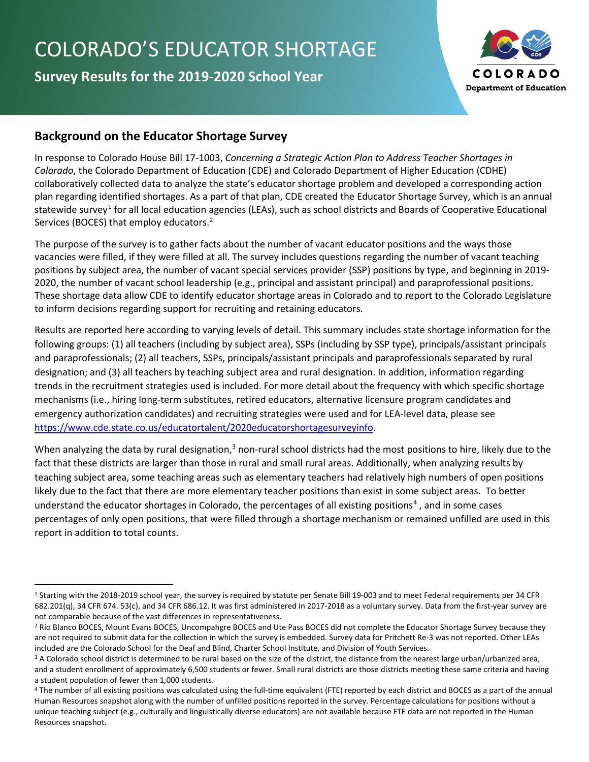# COLORADO'S EDUCATOR SHORTAGE

**Survey Results for the 2019-2020 School Year**

COLORADO
Department of Education

## Background on the Educator Shortage Survey

In response to Colorado House Bill 17-1003, *Concerning a Strategic Action Plan to Address Teacher Shortages in Colorado*, the Colorado Department of Education (CDE) and Colorado Department of Higher Education (CDHE) collaboratively collected data to analyze the state's educator shortage problem and developed a corresponding action plan regarding identified shortages. As a part of that plan, CDE created the Educator Shortage Survey, which is an annual statewide survey[1] for all local education agencies (LEAs), such as school districts and Boards of Cooperative Educational Services (BOCES) that employ educators.[2]

The purpose of the survey is to gather facts about the number of vacant educator positions and the ways those vacancies were filled, if they were filled at all. The survey includes questions regarding the number of vacant teaching positions by subject area, the number of vacant special services provider (SSP) positions by type, and beginning in 2019-2020, the number of vacant school leadership (e.g., principal and assistant principal) and paraprofessional positions. These shortage data allow CDE to identify educator shortage areas in Colorado and to report to the Colorado Legislature to inform decisions regarding support for recruiting and retaining educators.

Results are reported here according to varying levels of detail. This summary includes state shortage information for the following groups: (1) all teachers (including by subject area), SSPs (including by SSP type), principals/assistant principals and paraprofessionals; (2) all teachers, SSPs, principals/assistant principals and paraprofessionals separated by rural designation; and (3) all teachers by teaching subject area and rural designation. In addition, information regarding trends in the recruitment strategies used is included. For more detail about the frequency with which specific shortage mechanisms (i.e., hiring long-term substitutes, retired educators, alternative licensure program candidates and emergency authorization candidates) and recruiting strategies were used and for LEA-level data, please see https://www.cde.state.co.us/educatortalent/2020educatorshortagesurveyinfo.

When analyzing the data by rural designation,[3] non-rural school districts had the most positions to hire, likely due to the fact that these districts are larger than those in rural and small rural areas. Additionally, when analyzing results by teaching subject area, some teaching areas such as elementary teachers had relatively high numbers of open positions likely due to the fact that there are more elementary teacher positions than exist in some subject areas. To better understand the educator shortages in Colorado, the percentages of all existing positions[4] , and in some cases percentages of only open positions, that were filled through a shortage mechanism or remained unfilled are used in this report in addition to total counts.

---

[1] Starting with the 2018-2019 school year, the survey is required by statute per Senate Bill 19-003 and to meet Federal requirements per 34 CFR 682.201(q), 34 CFR 674. 53(c), and 34 CFR 686.12. It was first administered in 2017-2018 as a voluntary survey. Data from the first-year survey are not comparable because of the vast differences in representativeness.

[2] Rio Blanco BOCES, Mount Evans BOCES, Uncompahgre BOCES and Ute Pass BOCES did not complete the Educator Shortage Survey because they are not required to submit data for the collection in which the survey is embedded. Survey data for Pritchett Re-3 was not reported. Other LEAs included are the Colorado School for the Deaf and Blind, Charter School Institute, and Division of Youth Services.

[3] A Colorado school district is determined to be rural based on the size of the district, the distance from the nearest large urban/urbanized area, and a student enrollment of approximately 6,500 students or fewer. Small rural districts are those districts meeting these same criteria and having a student population of fewer than 1,000 students.

[4] The number of all existing positions was calculated using the full-time equivalent (FTE) reported by each district and BOCES as a part of the annual Human Resources snapshot along with the number of unfilled positions reported in the survey. Percentage calculations for positions without a unique teaching subject (e.g., culturally and linguistically diverse educators) are not available because FTE data are not reported in the Human Resources snapshot.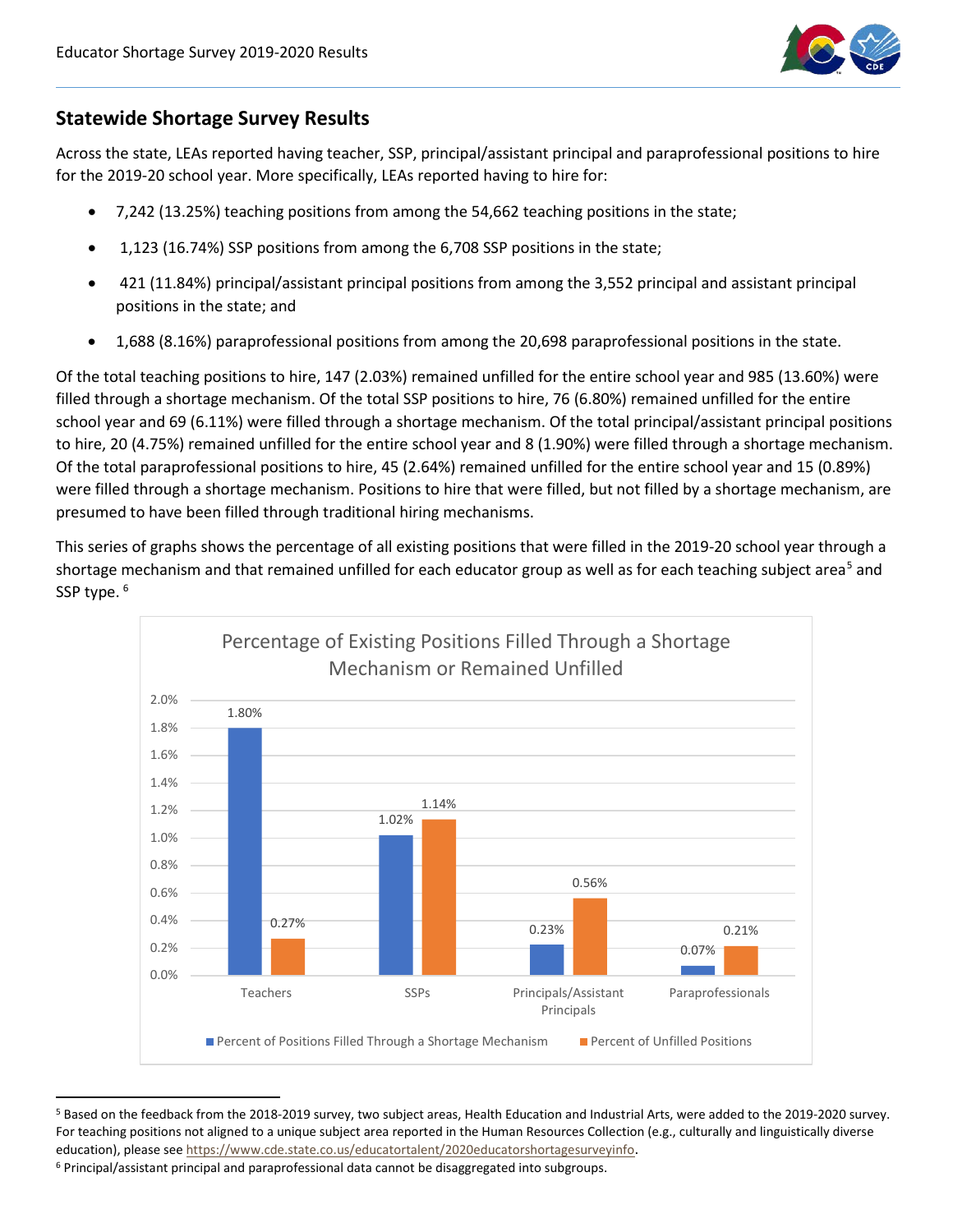## Statewide Shortage Survey Results

Across the state, LEAs reported having teacher, SSP, principal/assistant principal and paraprofessional positions to hire for the 2019-20 school year. More specifically, LEAs reported having to hire for:

- 7,242 (13.25%) teaching positions from among the 54,662 teaching positions in the state;
- 1,123 (16.74%) SSP positions from among the 6,708 SSP positions in the state;
- 421 (11.84%) principal/assistant principal positions from among the 3,552 principal and assistant principal positions in the state; and
- 1,688 (8.16%) paraprofessional positions from among the 20,698 paraprofessional positions in the state.

Of the total teaching positions to hire, 147 (2.03%) remained unfilled for the entire school year and 985 (13.60%) were filled through a shortage mechanism. Of the total SSP positions to hire, 76 (6.80%) remained unfilled for the entire school year and 69 (6.11%) were filled through a shortage mechanism. Of the total principal/assistant principal positions to hire, 20 (4.75%) remained unfilled for the entire school year and 8 (1.90%) were filled through a shortage mechanism. Of the total paraprofessional positions to hire, 45 (2.64%) remained unfilled for the entire school year and 15 (0.89%) were filled through a shortage mechanism. Positions to hire that were filled, but not filled by a shortage mechanism, are presumed to have been filled through traditional hiring mechanisms.

This series of graphs shows the percentage of all existing positions that were filled in the 2019-20 school year through a shortage mechanism and that remained unfilled for each educator group as well as for each teaching subject area[5] and SSP type. [6]

**Percentage of Existing Positions Filled Through a Shortage Mechanism or Remained Unfilled**

| | Percent of Positions Filled Through a Shortage Mechanism | Percent of Unfilled Positions |
|---|---|---|
| Teachers | 1.80% | 0.27% |
| SSPs | 1.02% | 1.14% |
| Principals/Assistant Principals | 0.23% | 0.56% |
| Paraprofessionals | 0.07% | 0.21% |

[5] Based on the feedback from the 2018-2019 survey, two subject areas, Health Education and Industrial Arts, were added to the 2019-2020 survey. For teaching positions not aligned to a unique subject area reported in the Human Resources Collection (e.g., culturally and linguistically diverse education), please see https://www.cde.state.co.us/educatortalent/2020educatorshortagesurveyinfo.

[6] Principal/assistant principal and paraprofessional data cannot be disaggregated into subgroups.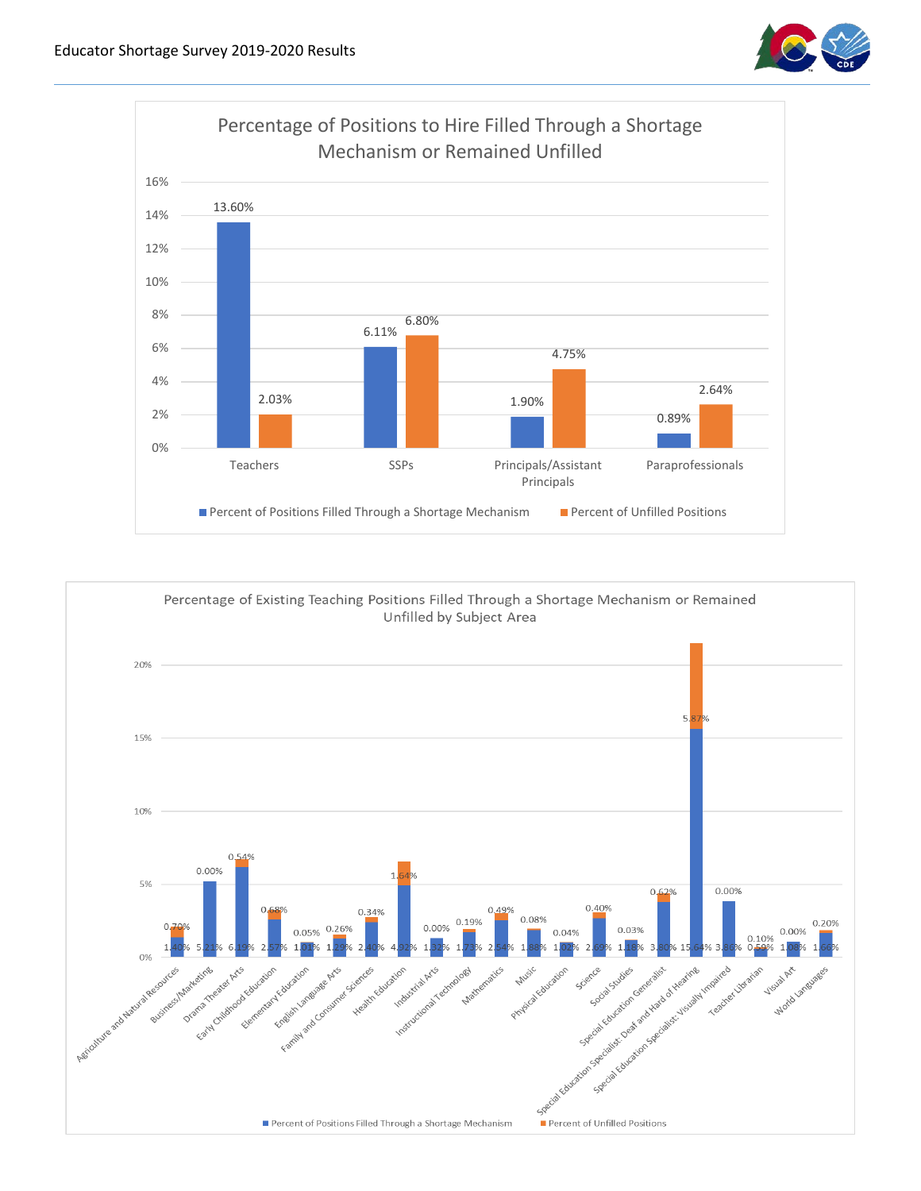**Percentage of Positions to Hire Filled Through a Shortage Mechanism or Remained Unfilled**

| | Percent of Positions Filled Through a Shortage Mechanism | Percent of Unfilled Positions |
|---|---|---|
| Teachers | 13.60% | 2.03% |
| SSPs | 6.11% | 6.80% |
| Principals/Assistant Principals | 1.90% | 4.75% |
| Paraprofessionals | 0.89% | 2.64% |

**Percentage of Existing Teaching Positions Filled Through a Shortage Mechanism or Remained Unfilled by Subject Area**

| Subject Area | Percent of Positions Filled Through a Shortage Mechanism | Percent of Unfilled Positions |
|---|---|---|
| Agriculture and Natural Resources | 1.40% | 0.70% |
| Business/Marketing | 5.21% | 0.00% |
| Drama Theater Arts | 6.19% | 0.54% |
| Early Childhood Education | 2.57% | 0.68% |
| Elementary Education | 1.01% | 0.05% |
| English Language Arts | 1.29% | 0.26% |
| Family and Consumer Sciences | 2.40% | 0.34% |
| Health Education | 4.92% | 1.64% |
| Industrial Arts | 1.32% | 0.00% |
| Instructional Technology | 1.73% | 0.19% |
| Mathematics | 2.54% | 0.49% |
| Music | 1.88% | 0.08% |
| Physical Education | 1.02% | 0.04% |
| Science | 2.69% | 0.40% |
| Social Studies | 1.18% | 0.03% |
| Special Education Generalist | 3.80% | 0.62% |
| Special Education Specialist: Deaf and Hard of Hearing | 15.64% | 5.87% |
| Special Education Specialist: Visually Impaired | 3.86% | 0.00% |
| Teacher Librarian | 0.59% | 0.10% |
| Visual Art | 1.08% | 0.00% |
| World Languages | 1.66% | 0.20% |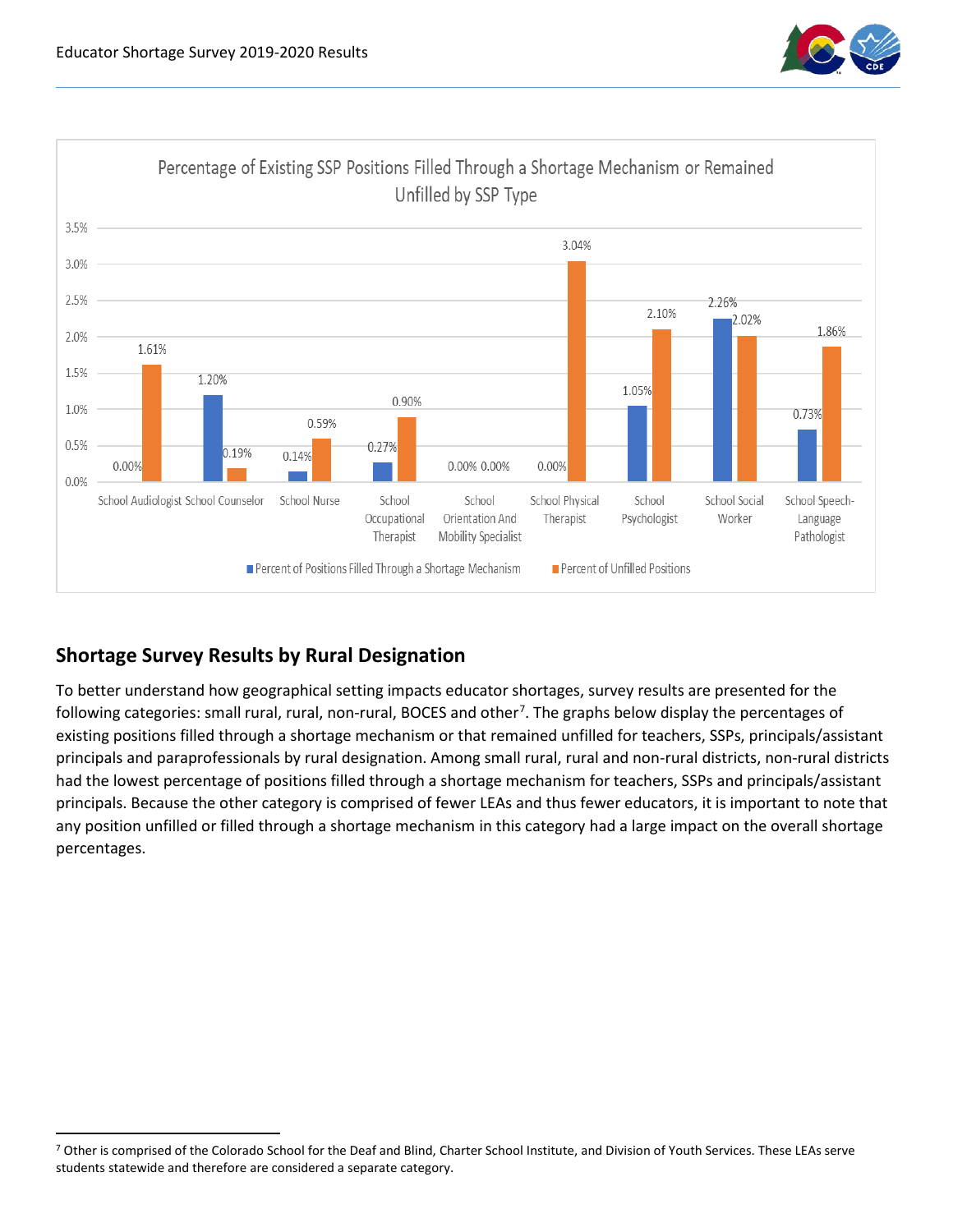Percentage of Existing SSP Positions Filled Through a Shortage Mechanism or Remained Unfilled by SSP Type

| SSP Type | Percent of Positions Filled Through a Shortage Mechanism | Percent of Unfilled Positions |
| --- | --- | --- |
| School Audiologist | 0.00% | 1.61% |
| School Counselor | 1.20% | 0.19% |
| School Nurse | 0.14% | 0.59% |
| School Occupational Therapist | 0.27% | 0.90% |
| School Orientation And Mobility Specialist | 0.00% | 0.00% |
| School Physical Therapist | 0.00% | 3.04% |
| School Psychologist | 1.05% | 2.10% |
| School Social Worker | 2.26% | 2.02% |
| School Speech-Language Pathologist | 0.73% | 1.86% |

## Shortage Survey Results by Rural Designation

To better understand how geographical setting impacts educator shortages, survey results are presented for the following categories: small rural, rural, non-rural, BOCES and other[7]. The graphs below display the percentages of existing positions filled through a shortage mechanism or that remained unfilled for teachers, SSPs, principals/assistant principals and paraprofessionals by rural designation. Among small rural, rural and non-rural districts, non-rural districts had the lowest percentage of positions filled through a shortage mechanism for teachers, SSPs and principals/assistant principals. Because the other category is comprised of fewer LEAs and thus fewer educators, it is important to note that any position unfilled or filled through a shortage mechanism in this category had a large impact on the overall shortage percentages.

[7] Other is comprised of the Colorado School for the Deaf and Blind, Charter School Institute, and Division of Youth Services. These LEAs serve students statewide and therefore are considered a separate category.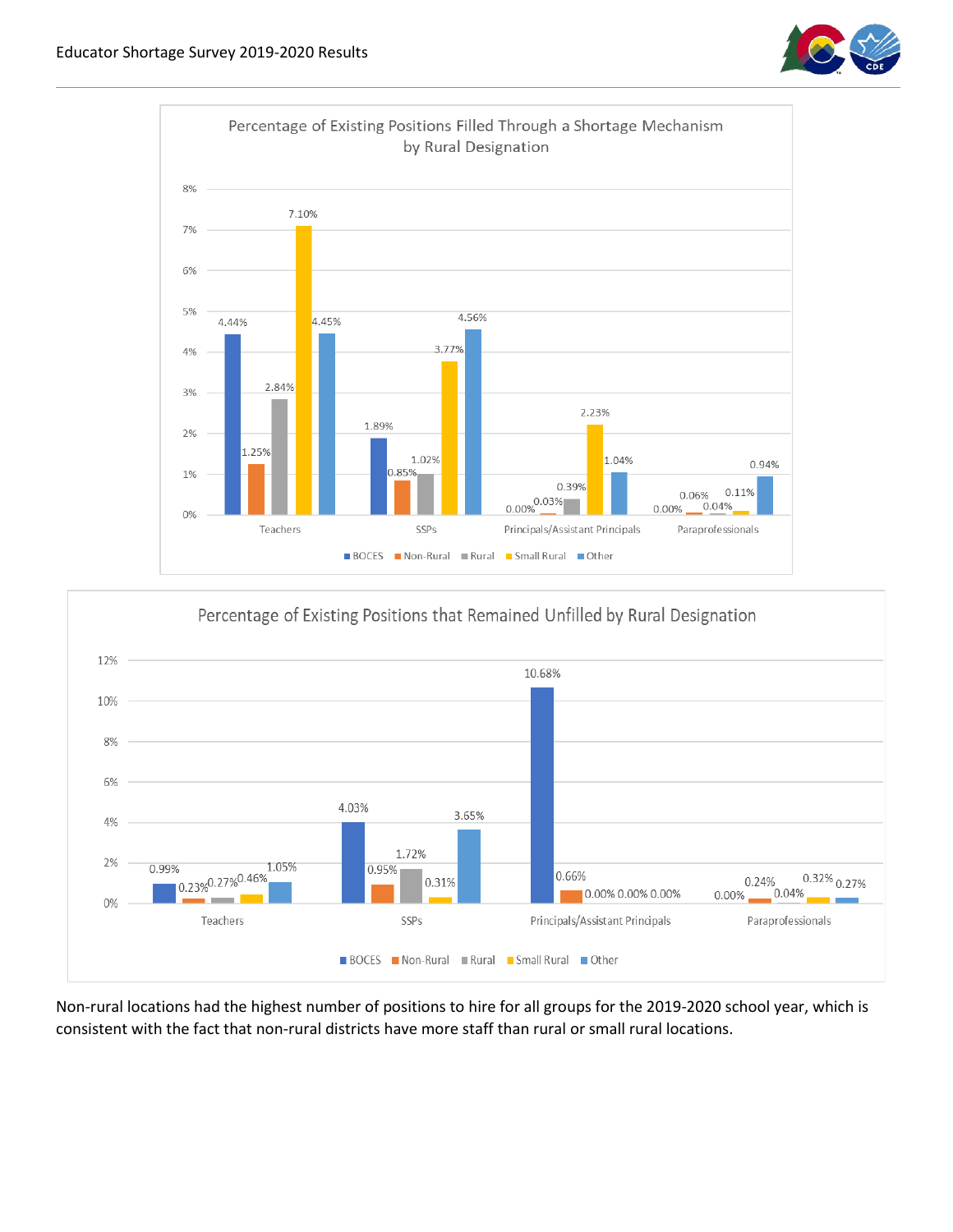**Percentage of Existing Positions Filled Through a Shortage Mechanism by Rural Designation**

| | BOCES | Non-Rural | Rural | Small Rural | Other |
|---|---|---|---|---|---|
| Teachers | 4.44% | 1.25% | 2.84% | 7.10% | 4.45% |
| SSPs | 1.89% | 0.85% | 1.02% | 3.77% | 4.56% |
| Principals/Assistant Principals | 0.00% | 0.03% | 0.39% | 2.23% | 1.04% |
| Paraprofessionals | 0.00% | 0.06% | 0.04% | 0.11% | 0.94% |

**Percentage of Existing Positions that Remained Unfilled by Rural Designation**

| | BOCES | Non-Rural | Rural | Small Rural | Other |
|---|---|---|---|---|---|
| Teachers | 0.99% | 0.23% | 0.27% | 0.46% | 1.05% |
| SSPs | 4.03% | 0.95% | 1.72% | 0.31% | 3.65% |
| Principals/Assistant Principals | 10.68% | 0.66% | 0.00% | 0.00% | 0.00% |
| Paraprofessionals | 0.00% | 0.24% | 0.04% | 0.32% | 0.27% |

Non-rural locations had the highest number of positions to hire for all groups for the 2019-2020 school year, which is consistent with the fact that non-rural districts have more staff than rural or small rural locations.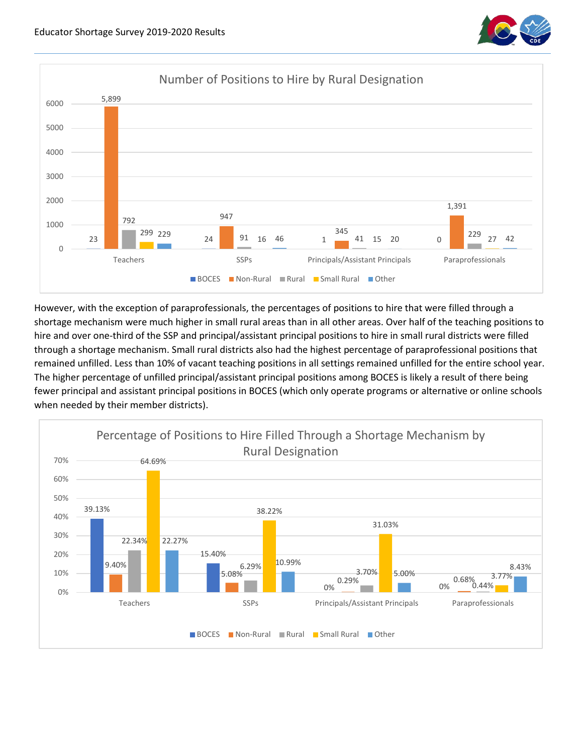**Number of Positions to Hire by Rural Designation**

| | BOCES | Non-Rural | Rural | Small Rural | Other |
|---|---|---|---|---|---|
| Teachers | 23 | 5,899 | 792 | 299 | 229 |
| SSPs | 24 | 947 | 91 | 16 | 46 |
| Principals/Assistant Principals | 1 | 345 | 41 | 15 | 20 |
| Paraprofessionals | 0 | 1,391 | 229 | 27 | 42 |

However, with the exception of paraprofessionals, the percentages of positions to hire that were filled through a shortage mechanism were much higher in small rural areas than in all other areas. Over half of the teaching positions to hire and over one-third of the SSP and principal/assistant principal positions to hire in small rural districts were filled through a shortage mechanism. Small rural districts also had the highest percentage of paraprofessional positions that remained unfilled. Less than 10% of vacant teaching positions in all settings remained unfilled for the entire school year. The higher percentage of unfilled principal/assistant principal positions among BOCES is likely a result of there being fewer principal and assistant principal positions in BOCES (which only operate programs or alternative or online schools when needed by their member districts).

**Percentage of Positions to Hire Filled Through a Shortage Mechanism by Rural Designation**

| | BOCES | Non-Rural | Rural | Small Rural | Other |
|---|---|---|---|---|---|
| Teachers | 39.13% | 9.40% | 22.34% | 64.69% | 22.27% |
| SSPs | 15.40% | 5.08% | 6.29% | 38.22% | 10.99% |
| Principals/Assistant Principals | 0% | 0.29% | 3.70% | 31.03% | 5.00% |
| Paraprofessionals | 0% | 0.68% | 0.44% | 3.77% | 8.43% |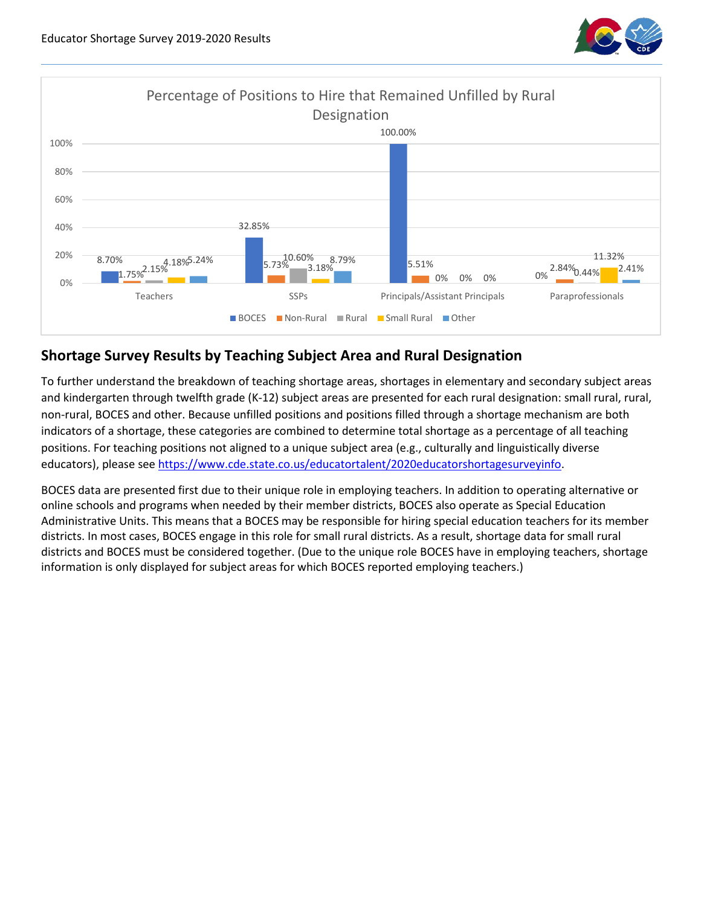**Percentage of Positions to Hire that Remained Unfilled by Rural Designation**

| | BOCES | Non-Rural | Rural | Small Rural | Other |
|---|---|---|---|---|---|
| Teachers | 8.70% | 1.75% | 2.15% | 4.18% | 5.24% |
| SSPs | 32.85% | 5.73% | 10.60% | 3.18% | 8.79% |
| Principals/Assistant Principals | 100.00% | 5.51% | 0% | 0% | 0% |
| Paraprofessionals | 0% | 2.84% | 0.44% | 11.32% | 2.41% |

## Shortage Survey Results by Teaching Subject Area and Rural Designation

To further understand the breakdown of teaching shortage areas, shortages in elementary and secondary subject areas and kindergarten through twelfth grade (K-12) subject areas are presented for each rural designation: small rural, rural, non-rural, BOCES and other. Because unfilled positions and positions filled through a shortage mechanism are both indicators of a shortage, these categories are combined to determine total shortage as a percentage of all teaching positions. For teaching positions not aligned to a unique subject area (e.g., culturally and linguistically diverse educators), please see https://www.cde.state.co.us/educatortalent/2020educatorshortagesurveyinfo.

BOCES data are presented first due to their unique role in employing teachers. In addition to operating alternative or online schools and programs when needed by their member districts, BOCES also operate as Special Education Administrative Units. This means that a BOCES may be responsible for hiring special education teachers for its member districts. In most cases, BOCES engage in this role for small rural districts. As a result, shortage data for small rural districts and BOCES must be considered together. (Due to the unique role BOCES have in employing teachers, shortage information is only displayed for subject areas for which BOCES reported employing teachers.)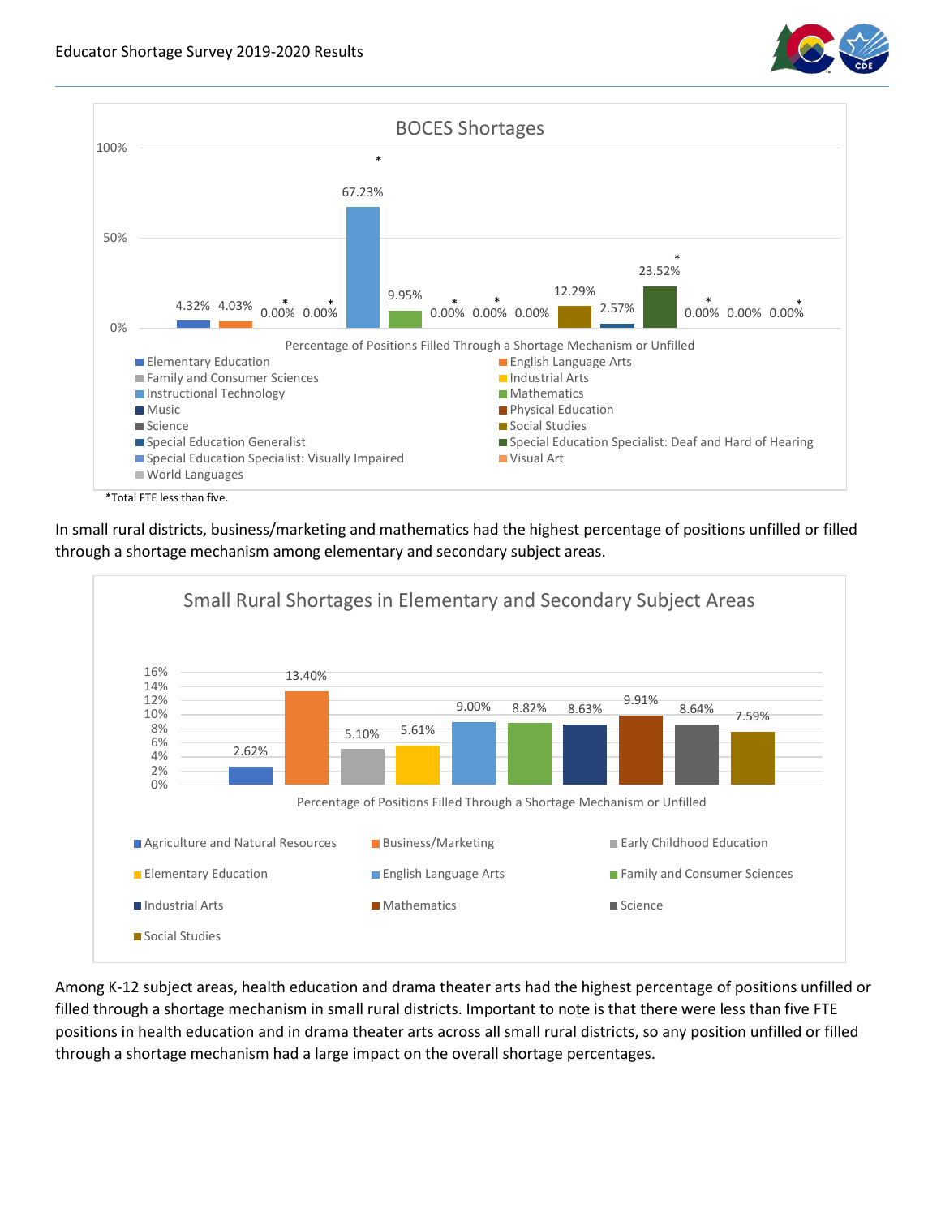**BOCES Shortages**

Percentage of Positions Filled Through a Shortage Mechanism or Unfilled

| Subject Area | Percentage |
|---|---|
| Elementary Education | 4.32% |
| English Language Arts | 4.03% |
| Family and Consumer Sciences | 0.00%* |
| Industrial Arts | 0.00%* |
| Instructional Technology | 67.23%* |
| Mathematics | 9.95% |
| Music | 0.00%* |
| Physical Education | 0.00%* |
| Science | 0.00% |
| Social Studies | 12.29% |
| Special Education Generalist | 2.57% |
| Special Education Specialist: Deaf and Hard of Hearing | 23.52%* |
| Special Education Specialist: Visually Impaired | 0.00%* |
| Visual Art | 0.00% |
| World Languages | 0.00%* |

*Total FTE less than five.

In small rural districts, business/marketing and mathematics had the highest percentage of positions unfilled or filled through a shortage mechanism among elementary and secondary subject areas.

**Small Rural Shortages in Elementary and Secondary Subject Areas**

Percentage of Positions Filled Through a Shortage Mechanism or Unfilled

| Subject Area | Percentage |
|---|---|
| Agriculture and Natural Resources | 2.62% |
| Business/Marketing | 13.40% |
| Early Childhood Education | 5.10% |
| Elementary Education | 5.61% |
| English Language Arts | 9.00% |
| Family and Consumer Sciences | 8.82% |
| Industrial Arts | 8.63% |
| Mathematics | 9.91% |
| Science | 8.64% |
| Social Studies | 7.59% |

Among K-12 subject areas, health education and drama theater arts had the highest percentage of positions unfilled or filled through a shortage mechanism in small rural districts. Important to note is that there were less than five FTE positions in health education and in drama theater arts across all small rural districts, so any position unfilled or filled through a shortage mechanism had a large impact on the overall shortage percentages.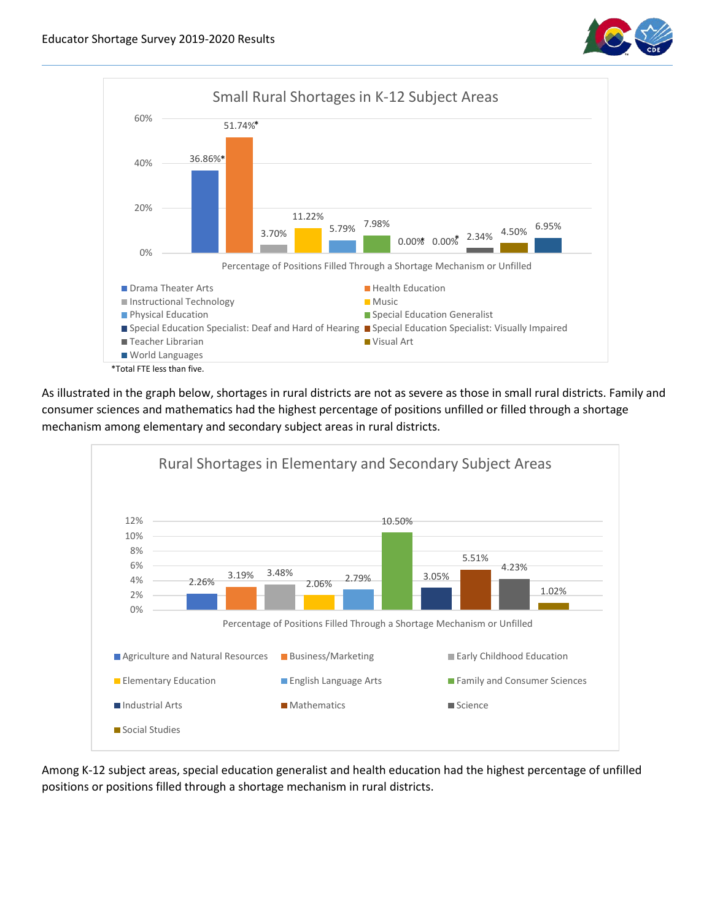**Small Rural Shortages in K-12 Subject Areas**

Percentage of Positions Filled Through a Shortage Mechanism or Unfilled

| Subject Area | Percentage |
| --- | --- |
| Drama Theater Arts | 36.86%* |
| Health Education | 51.74%* |
| Instructional Technology | 3.70% |
| Music | 11.22% |
| Physical Education | 5.79% |
| Special Education Generalist | 7.98% |
| Special Education Specialist: Deaf and Hard of Hearing | 0.00%* |
| Special Education Specialist: Visually Impaired | 0.00%* |
| Teacher Librarian | 2.34% |
| Visual Art | 4.50% |
| World Languages | 6.95% |

*Total FTE less than five.

As illustrated in the graph below, shortages in rural districts are not as severe as those in small rural districts. Family and consumer sciences and mathematics had the highest percentage of positions unfilled or filled through a shortage mechanism among elementary and secondary subject areas in rural districts.

**Rural Shortages in Elementary and Secondary Subject Areas**

Percentage of Positions Filled Through a Shortage Mechanism or Unfilled

| Subject Area | Percentage |
| --- | --- |
| Agriculture and Natural Resources | 2.26% |
| Business/Marketing | 3.19% |
| Early Childhood Education | 3.48% |
| Elementary Education | 2.06% |
| English Language Arts | 2.79% |
| Family and Consumer Sciences | 10.50% |
| Industrial Arts | 3.05% |
| Mathematics | 5.51% |
| Science | 4.23% |
| Social Studies | 1.02% |

Among K-12 subject areas, special education generalist and health education had the highest percentage of unfilled positions or positions filled through a shortage mechanism in rural districts.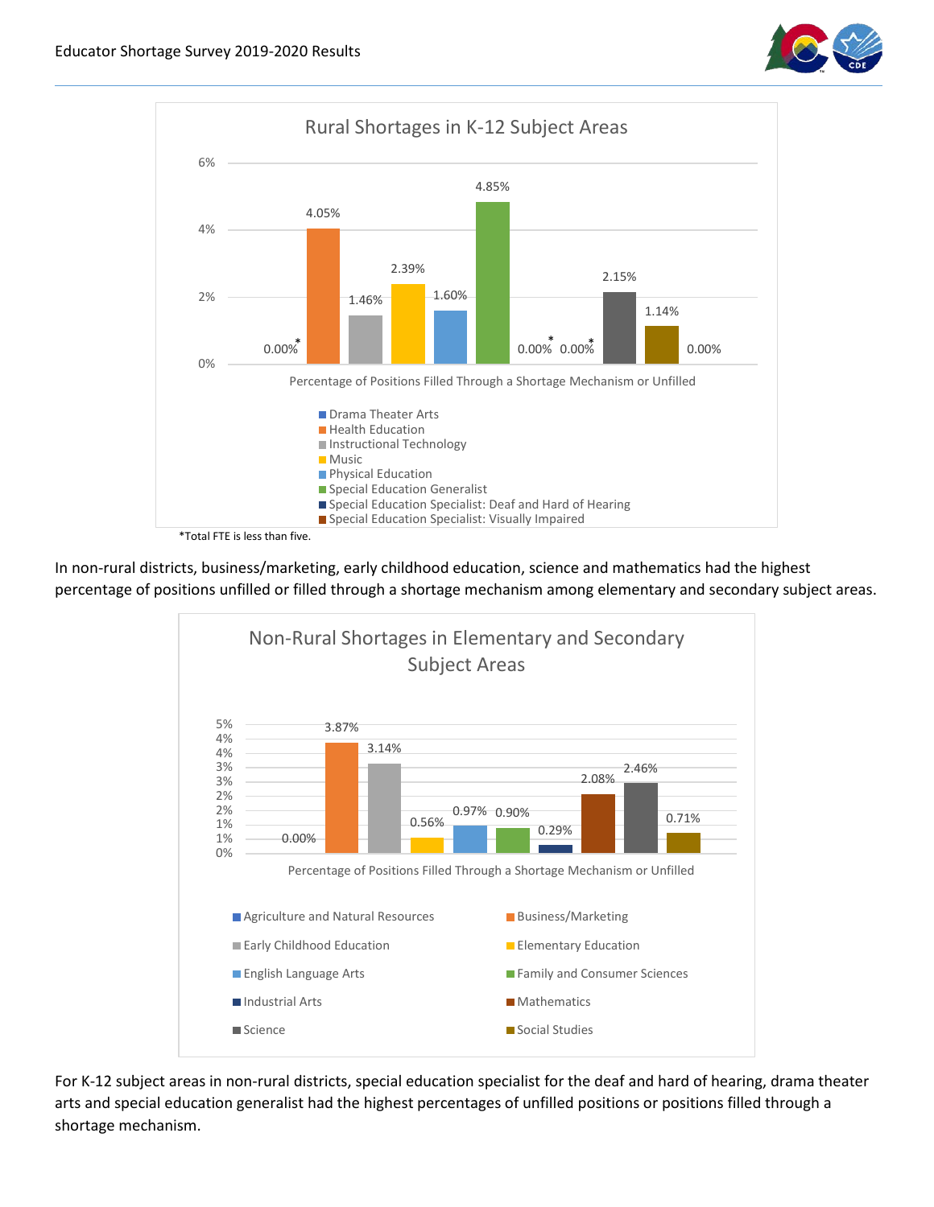**Rural Shortages in K-12 Subject Areas**

Percentage of Positions Filled Through a Shortage Mechanism or Unfilled

| Subject Area | Percentage |
|---|---|
| Drama Theater Arts | 0.00%* |
| Health Education | 4.05% |
| Instructional Technology | 1.46% |
| Music | 2.39% |
| Physical Education | 1.60% |
| Special Education Generalist | 4.85% |
| Special Education Specialist: Deaf and Hard of Hearing | 0.00%* |
| Special Education Specialist: Visually Impaired | 0.00%* |
| | 2.15% |
| | 1.14% |
| | 0.00% |

*Total FTE is less than five.

In non-rural districts, business/marketing, early childhood education, science and mathematics had the highest percentage of positions unfilled or filled through a shortage mechanism among elementary and secondary subject areas.

**Non-Rural Shortages in Elementary and Secondary Subject Areas**

Percentage of Positions Filled Through a Shortage Mechanism or Unfilled

| Subject Area | Percentage |
|---|---|
| Agriculture and Natural Resources | 0.00% |
| Business/Marketing | 3.87% |
| Early Childhood Education | 3.14% |
| Elementary Education | 0.56% |
| English Language Arts | 0.97% |
| Family and Consumer Sciences | 0.90% |
| Industrial Arts | 0.29% |
| Mathematics | 2.08% |
| Science | 2.46% |
| Social Studies | 0.71% |

For K-12 subject areas in non-rural districts, special education specialist for the deaf and hard of hearing, drama theater arts and special education generalist had the highest percentages of unfilled positions or positions filled through a shortage mechanism.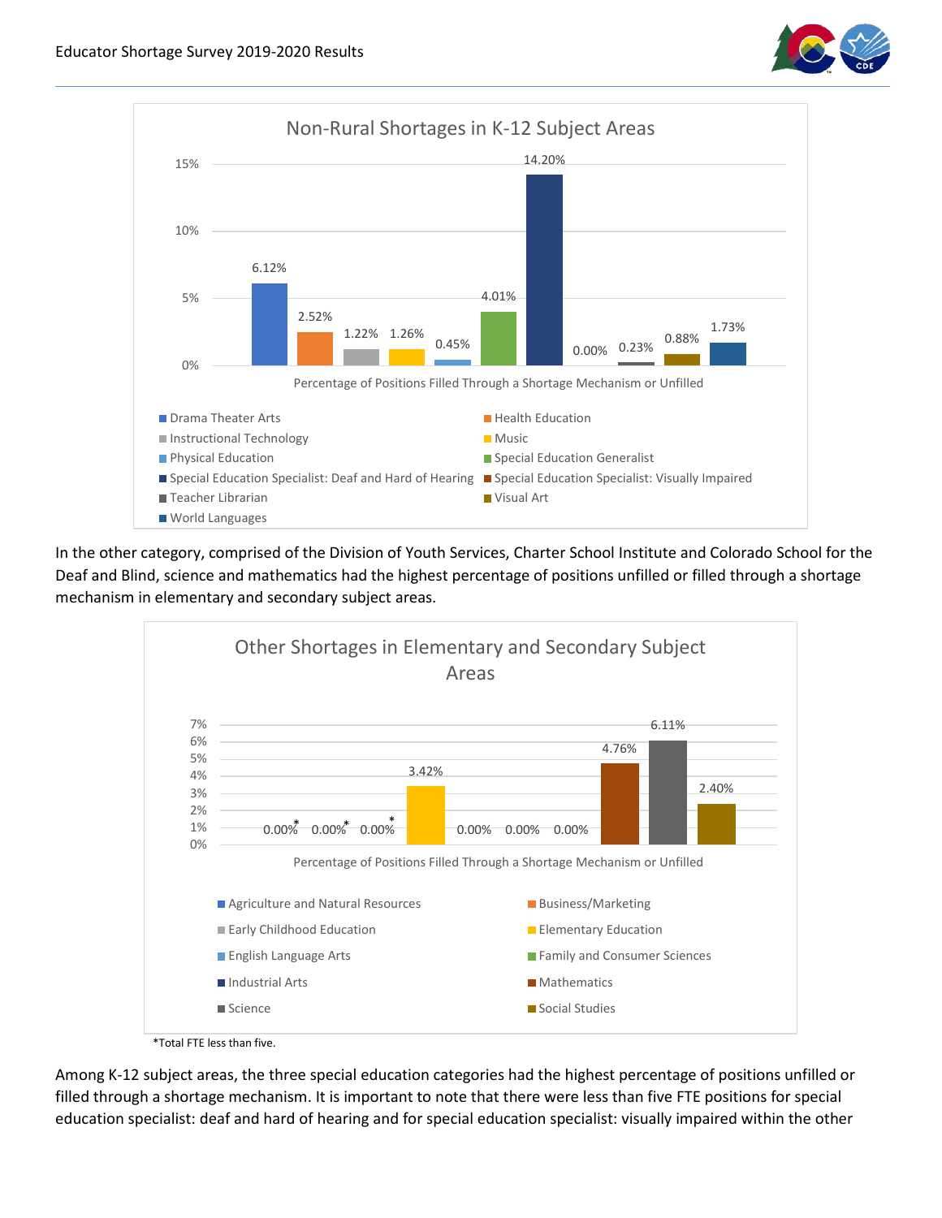**Non-Rural Shortages in K-12 Subject Areas**

Percentage of Positions Filled Through a Shortage Mechanism or Unfilled

| Subject Area | Percentage |
|---|---|
| Drama Theater Arts | 6.12% |
| Health Education | 2.52% |
| Instructional Technology | 1.22% |
| Music | 1.26% |
| Physical Education | 0.45% |
| Special Education Generalist | 4.01% |
| Special Education Specialist: Deaf and Hard of Hearing | 14.20% |
| Special Education Specialist: Visually Impaired | 0.00% |
| Teacher Librarian | 0.23% |
| Visual Art | 0.88% |
| World Languages | 1.73% |

In the other category, comprised of the Division of Youth Services, Charter School Institute and Colorado School for the Deaf and Blind, science and mathematics had the highest percentage of positions unfilled or filled through a shortage mechanism in elementary and secondary subject areas.

**Other Shortages in Elementary and Secondary Subject Areas**

Percentage of Positions Filled Through a Shortage Mechanism or Unfilled

| Subject Area | Percentage |
|---|---|
| Agriculture and Natural Resources | 0.00%* |
| Business/Marketing | 0.00%* |
| Early Childhood Education | 0.00%* |
| Elementary Education | 3.42% |
| English Language Arts | 0.00% |
| Family and Consumer Sciences | 0.00% |
| Industrial Arts | 0.00% |
| Mathematics | 4.76% |
| Science | 6.11% |
| Social Studies | 2.40% |

*Total FTE less than five.

Among K-12 subject areas, the three special education categories had the highest percentage of positions unfilled or filled through a shortage mechanism. It is important to note that there were less than five FTE positions for special education specialist: deaf and hard of hearing and for special education specialist: visually impaired within the other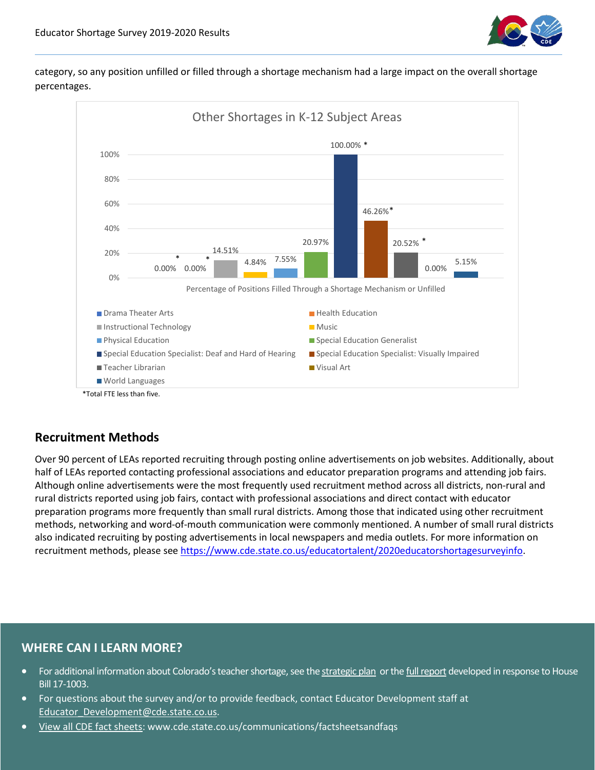category, so any position unfilled or filled through a shortage mechanism had a large impact on the overall shortage percentages.

Other Shortages in K-12 Subject Areas

100%
80%
60%
40%
20%
0%

0.00% *
0.00% *
14.51%
4.84%
7.55%
20.97%
100.00% *
46.26%*
20.52% *
0.00%
5.15%

Percentage of Positions Filled Through a Shortage Mechanism or Unfilled

Drama Theater Arts
Health Education
Instructional Technology
Music
Physical Education
Special Education Generalist
Special Education Specialist: Deaf and Hard of Hearing
Special Education Specialist: Visually Impaired
Teacher Librarian
Visual Art
World Languages

*Total FTE less than five.

## Recruitment Methods

Over 90 percent of LEAs reported recruiting through posting online advertisements on job websites. Additionally, about half of LEAs reported contacting professional associations and educator preparation programs and attending job fairs. Although online advertisements were the most frequently used recruitment method across all districts, non-rural and rural districts reported using job fairs, contact with professional associations and direct contact with educator preparation programs more frequently than small rural districts. Among those that indicated using other recruitment methods, networking and word-of-mouth communication were commonly mentioned. A number of small rural districts also indicated recruiting by posting advertisements in local newspapers and media outlets. For more information on recruitment methods, please see https://www.cde.state.co.us/educatortalent/2020educatorshortagesurveyinfo.

## WHERE CAN I LEARN MORE?

- For additional information about Colorado's teacher shortage, see the strategic plan or the full report developed in response to House Bill 17-1003.
- For questions about the survey and/or to provide feedback, contact Educator Development staff at Educator_Development@cde.state.co.us.
- View all CDE fact sheets: www.cde.state.co.us/communications/factsheetsandfaqs